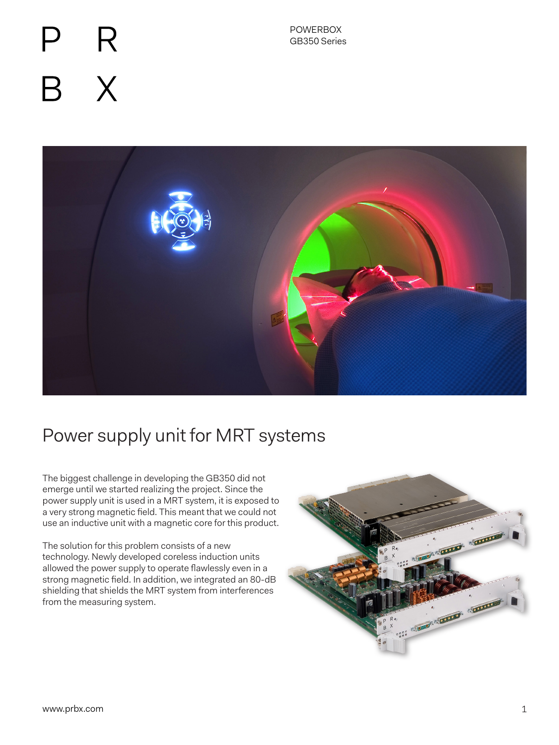P R
B X

POWERBOX
GB350 Series

# Power supply unit for MRT systems

The biggest challenge in developing the GB350 did not emerge until we started realizing the project. Since the power supply unit is used in a MRT system, it is exposed to a very strong magnetic field. This meant that we could not use an inductive unit with a magnetic core for this product.

The solution for this problem consists of a new technology. Newly developed coreless induction units allowed the power supply to operate flawlessly even in a strong magnetic field. In addition, we integrated an 80-dB shielding that shields the MRT system from interferences from the measuring system.

www.prbx.com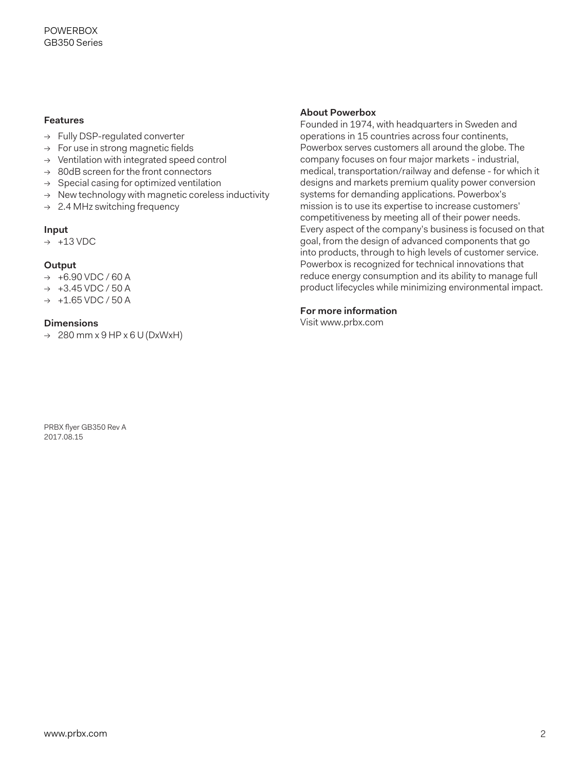## Features

- → Fully DSP-regulated converter
- → For use in strong magnetic fields
- → Ventilation with integrated speed control
- → 80dB screen for the front connectors
- → Special casing for optimized ventilation
- → New technology with magnetic coreless inductivity
- → 2.4 MHz switching frequency

## Input

- → +13 VDC

## Output

- → +6.90 VDC / 60 A
- → +3.45 VDC / 50 A
- → +1.65 VDC / 50 A

## Dimensions

- → 280 mm x 9 HP x 6 U (DxWxH)

PRBX flyer GB350 Rev A
2017.08.15

## About Powerbox

Founded in 1974, with headquarters in Sweden and operations in 15 countries across four continents, Powerbox serves customers all around the globe. The company focuses on four major markets - industrial, medical, transportation/railway and defense - for which it designs and markets premium quality power conversion systems for demanding applications. Powerbox's mission is to use its expertise to increase customers' competitiveness by meeting all of their power needs. Every aspect of the company's business is focused on that goal, from the design of advanced components that go into products, through to high levels of customer service. Powerbox is recognized for technical innovations that reduce energy consumption and its ability to manage full product lifecycles while minimizing environmental impact.

## For more information

Visit www.prbx.com